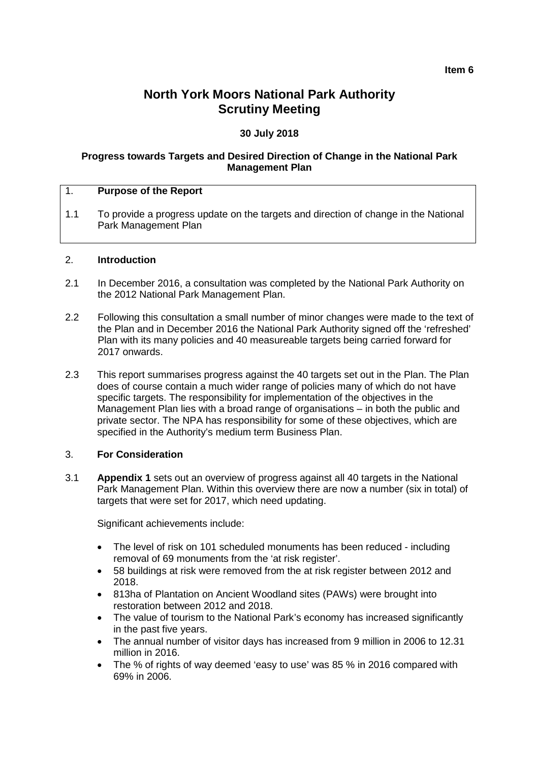**Item 6**

# North York Moors National Park Authority Scrutiny Meeting

**30 July 2018**

**Progress towards Targets and Desired Direction of Change in the National Park Management Plan**

## 1. Purpose of the Report

1.1 To provide a progress update on the targets and direction of change in the National Park Management Plan

## 2. Introduction

2.1 In December 2016, a consultation was completed by the National Park Authority on the 2012 National Park Management Plan.

2.2 Following this consultation a small number of minor changes were made to the text of the Plan and in December 2016 the National Park Authority signed off the 'refreshed' Plan with its many policies and 40 measureable targets being carried forward for 2017 onwards.

2.3 This report summarises progress against the 40 targets set out in the Plan. The Plan does of course contain a much wider range of policies many of which do not have specific targets. The responsibility for implementation of the objectives in the Management Plan lies with a broad range of organisations – in both the public and private sector. The NPA has responsibility for some of these objectives, which are specified in the Authority's medium term Business Plan.

## 3. For Consideration

3.1 **Appendix 1** sets out an overview of progress against all 40 targets in the National Park Management Plan. Within this overview there are now a number (six in total) of targets that were set for 2017, which need updating.

Significant achievements include:

- The level of risk on 101 scheduled monuments has been reduced - including removal of 69 monuments from the 'at risk register'.
- 58 buildings at risk were removed from the at risk register between 2012 and 2018.
- 813ha of Plantation on Ancient Woodland sites (PAWs) were brought into restoration between 2012 and 2018.
- The value of tourism to the National Park's economy has increased significantly in the past five years.
- The annual number of visitor days has increased from 9 million in 2006 to 12.31 million in 2016.
- The % of rights of way deemed 'easy to use' was 85 % in 2016 compared with 69% in 2006.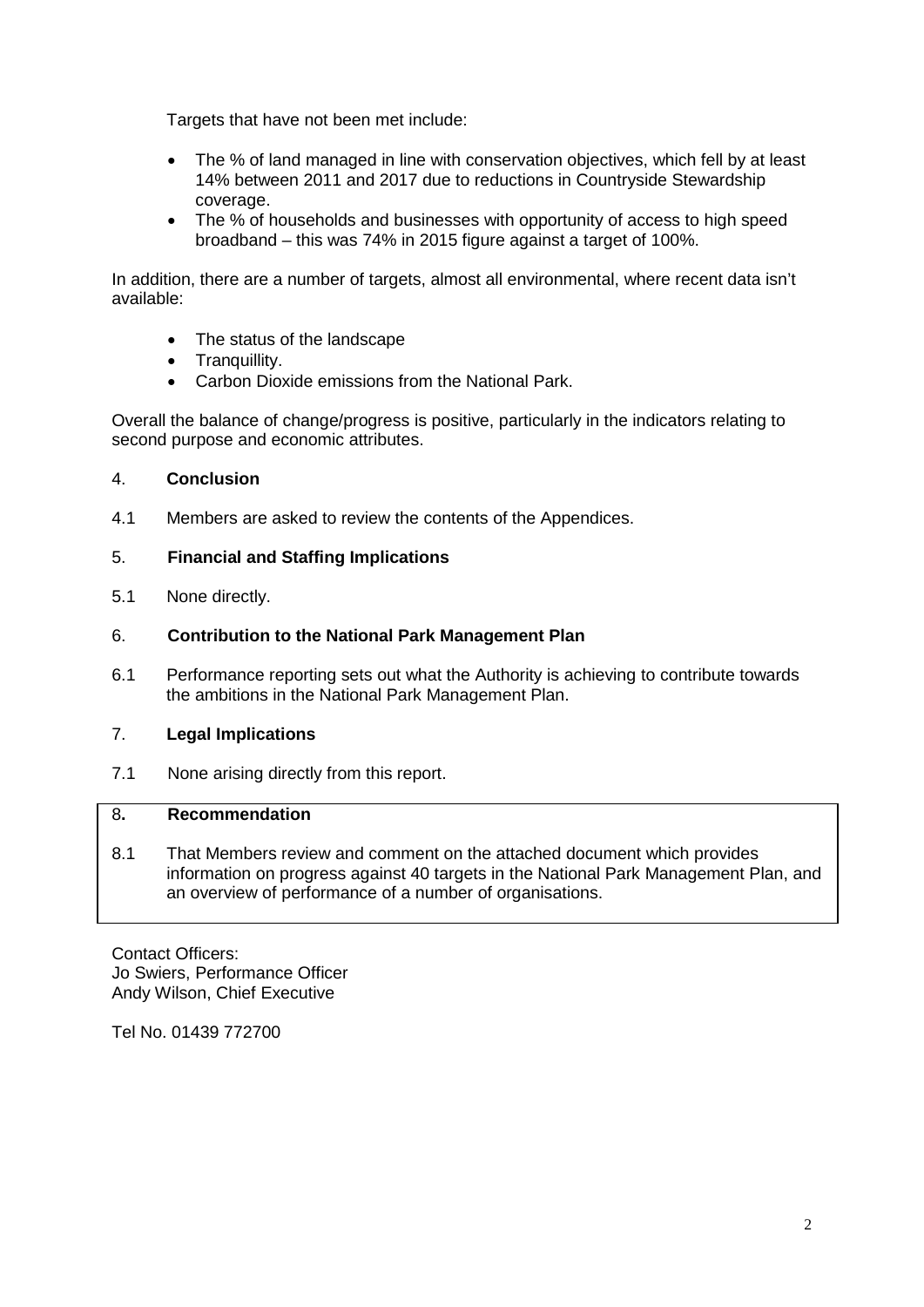Targets that have not been met include:

- The % of land managed in line with conservation objectives, which fell by at least 14% between 2011 and 2017 due to reductions in Countryside Stewardship coverage.
- The % of households and businesses with opportunity of access to high speed broadband – this was 74% in 2015 figure against a target of 100%.

In addition, there are a number of targets, almost all environmental, where recent data isn't available:

- The status of the landscape
- Tranquillity.
- Carbon Dioxide emissions from the National Park.

Overall the balance of change/progress is positive, particularly in the indicators relating to second purpose and economic attributes.

## 4. **Conclusion**

4.1 Members are asked to review the contents of the Appendices.

## 5. **Financial and Staffing Implications**

5.1 None directly.

## 6. **Contribution to the National Park Management Plan**

6.1 Performance reporting sets out what the Authority is achieving to contribute towards the ambitions in the National Park Management Plan.

## 7. **Legal Implications**

7.1 None arising directly from this report.

## 8. **Recommendation**

8.1 That Members review and comment on the attached document which provides information on progress against 40 targets in the National Park Management Plan, and an overview of performance of a number of organisations.

Contact Officers:
Jo Swiers, Performance Officer
Andy Wilson, Chief Executive

Tel No. 01439 772700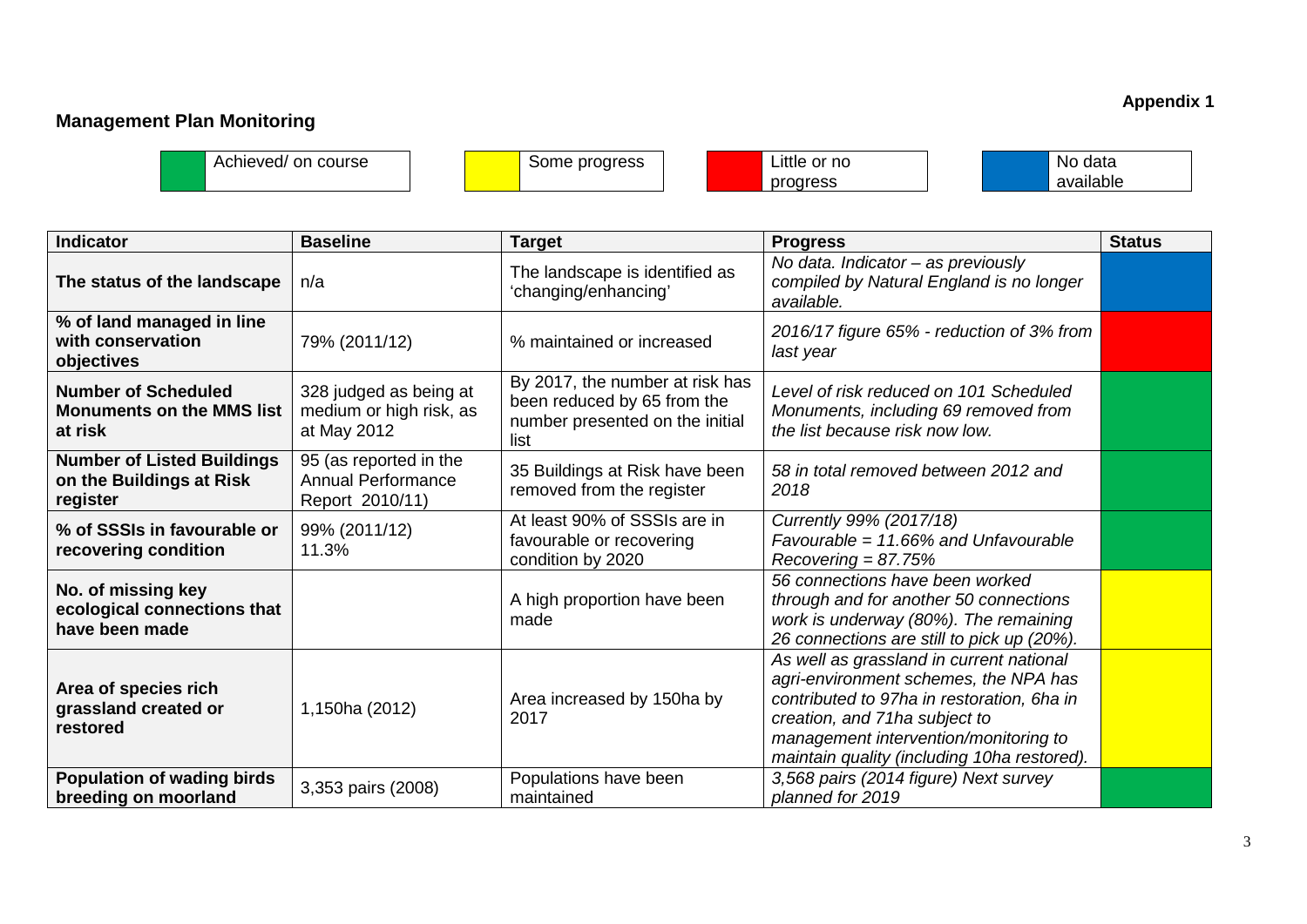**Appendix 1**

## Management Plan Monitoring

| | Legend |
|---|---|
| Green | Achieved/ on course |
| Yellow | Some progress |
| Red | Little or no progress |
| Blue | No data available |

| Indicator | Baseline | Target | Progress | Status |
|---|---|---|---|---|
| **The status of the landscape** | n/a | The landscape is identified as 'changing/enhancing' | *No data. Indicator – as previously compiled by Natural England is no longer available.* | Blue |
| **% of land managed in line with conservation objectives** | 79% (2011/12) | % maintained or increased | *2016/17 figure 65% - reduction of 3% from last year* | Red |
| **Number of Scheduled Monuments on the MMS list at risk** | 328 judged as being at medium or high risk, as at May 2012 | By 2017, the number at risk has been reduced by 65 from the number presented on the initial list | *Level of risk reduced on 101 Scheduled Monuments, including 69 removed from the list because risk now low.* | Green |
| **Number of Listed Buildings on the Buildings at Risk register** | 95 (as reported in the Annual Performance Report 2010/11) | 35 Buildings at Risk have been removed from the register | *58 in total removed between 2012 and 2018* | Green |
| **% of SSSIs in favourable or recovering condition** | 99% (2011/12) 11.3% | At least 90% of SSSIs are in favourable or recovering condition by 2020 | *Currently 99% (2017/18) Favourable = 11.66% and Unfavourable Recovering = 87.75%* | Green |
| **No. of missing key ecological connections that have been made** | | A high proportion have been made | *56 connections have been worked through and for another 50 connections work is underway (80%). The remaining 26 connections are still to pick up (20%).* | Yellow |
| **Area of species rich grassland created or restored** | 1,150ha (2012) | Area increased by 150ha by 2017 | *As well as grassland in current national agri-environment schemes, the NPA has contributed to 97ha in restoration, 6ha in creation, and 71ha subject to management intervention/monitoring to maintain quality (including 10ha restored).* | Yellow |
| **Population of wading birds breeding on moorland** | 3,353 pairs (2008) | Populations have been maintained | *3,568 pairs (2014 figure) Next survey planned for 2019* | Green |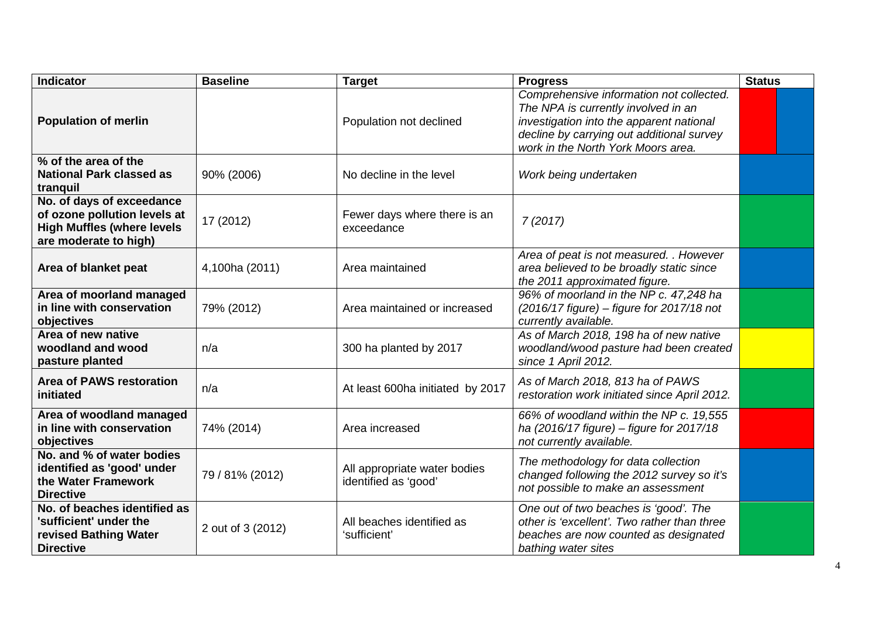| Indicator | Baseline | Target | Progress | Status |
|---|---|---|---|---|
| **Population of merlin** | | Population not declined | *Comprehensive information not collected. The NPA is currently involved in an investigation into the apparent national decline by carrying out additional survey work in the North York Moors area.* | |
| **% of the area of the National Park classed as tranquil** | 90% (2006) | No decline in the level | *Work being undertaken* | |
| **No. of days of exceedance of ozone pollution levels at High Muffles (where levels are moderate to high)** | 17 (2012) | Fewer days where there is an exceedance | *7 (2017)* | |
| **Area of blanket peat** | 4,100ha (2011) | Area maintained | *Area of peat is not measured. . However area believed to be broadly static since the 2011 approximated figure.* | |
| **Area of moorland managed in line with conservation objectives** | 79% (2012) | Area maintained or increased | *96% of moorland in the NP c. 47,248 ha (2016/17 figure) – figure for 2017/18 not currently available.* | |
| **Area of new native woodland and wood pasture planted** | n/a | 300 ha planted by 2017 | *As of March 2018, 198 ha of new native woodland/wood pasture had been created since 1 April 2012.* | |
| **Area of PAWS restoration initiated** | n/a | At least 600ha initiated by 2017 | *As of March 2018, 813 ha of PAWS restoration work initiated since April 2012.* | |
| **Area of woodland managed in line with conservation objectives** | 74% (2014) | Area increased | *66% of woodland within the NP c. 19,555 ha (2016/17 figure) – figure for 2017/18 not currently available.* | |
| **No. and % of water bodies identified as 'good' under the Water Framework Directive** | 79 / 81% (2012) | All appropriate water bodies identified as 'good' | *The methodology for data collection changed following the 2012 survey so it's not possible to make an assessment* | |
| **No. of beaches identified as 'sufficient' under the revised Bathing Water Directive** | 2 out of 3 (2012) | All beaches identified as 'sufficient' | *One out of two beaches is 'good'. The other is 'excellent'. Two rather than three beaches are now counted as designated bathing water sites* | |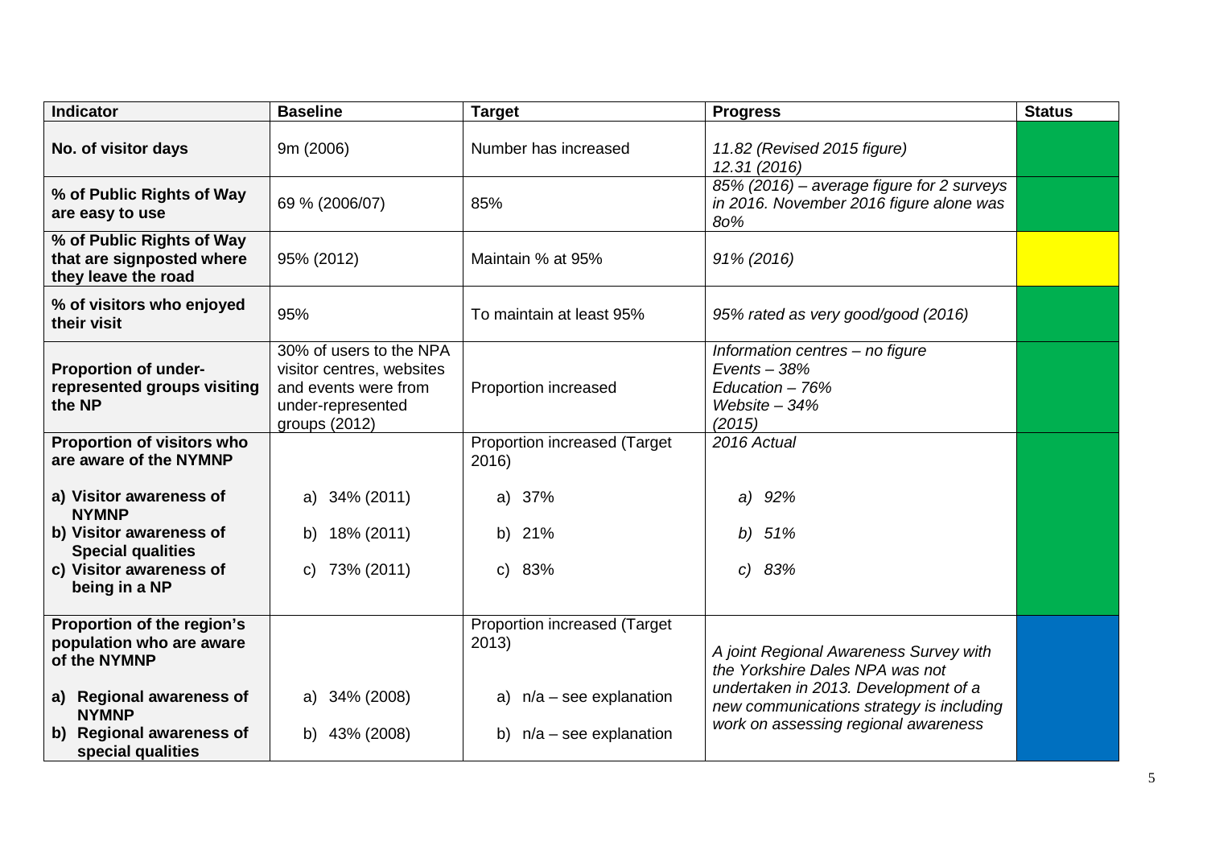| Indicator | Baseline | Target | Progress | Status |
|---|---|---|---|---|
| **No. of visitor days** | 9m (2006) | Number has increased | *11.82 (Revised 2015 figure)*<br>*12.31 (2016)* | |
| **% of Public Rights of Way are easy to use** | 69 % (2006/07) | 85% | *85% (2016) – average figure for 2 surveys in 2016. November 2016 figure alone was 8o%* | |
| **% of Public Rights of Way that are signposted where they leave the road** | 95% (2012) | Maintain % at 95% | *91% (2016)* | |
| **% of visitors who enjoyed their visit** | 95% | To maintain at least 95% | *95% rated as very good/good (2016)* | |
| **Proportion of under-represented groups visiting the NP** | 30% of users to the NPA visitor centres, websites and events were from under-represented groups (2012) | Proportion increased | *Information centres – no figure*<br>*Events – 38%*<br>*Education – 76%*<br>*Website – 34%*<br>*(2015)* | |
| **Proportion of visitors who are aware of the NYMNP**<br><br>**a) Visitor awareness of NYMNP**<br>**b) Visitor awareness of Special qualities**<br>**c) Visitor awareness of being in a NP** | <br><br>a) 34% (2011)<br>b) 18% (2011)<br>c) 73% (2011) | Proportion increased (Target 2016)<br><br>a) 37%<br>b) 21%<br>c) 83% | *2016 Actual*<br><br>*a) 92%*<br>*b) 51%*<br>*c) 83%* | |
| **Proportion of the region's population who are aware of the NYMNP**<br><br>**a) Regional awareness of NYMNP**<br>**b) Regional awareness of special qualities** | <br><br>a) 34% (2008)<br>b) 43% (2008) | Proportion increased (Target 2013)<br><br>a) n/a – see explanation<br>b) n/a – see explanation | *A joint Regional Awareness Survey with the Yorkshire Dales NPA was not undertaken in 2013. Development of a new communications strategy is including work on assessing regional awareness* | |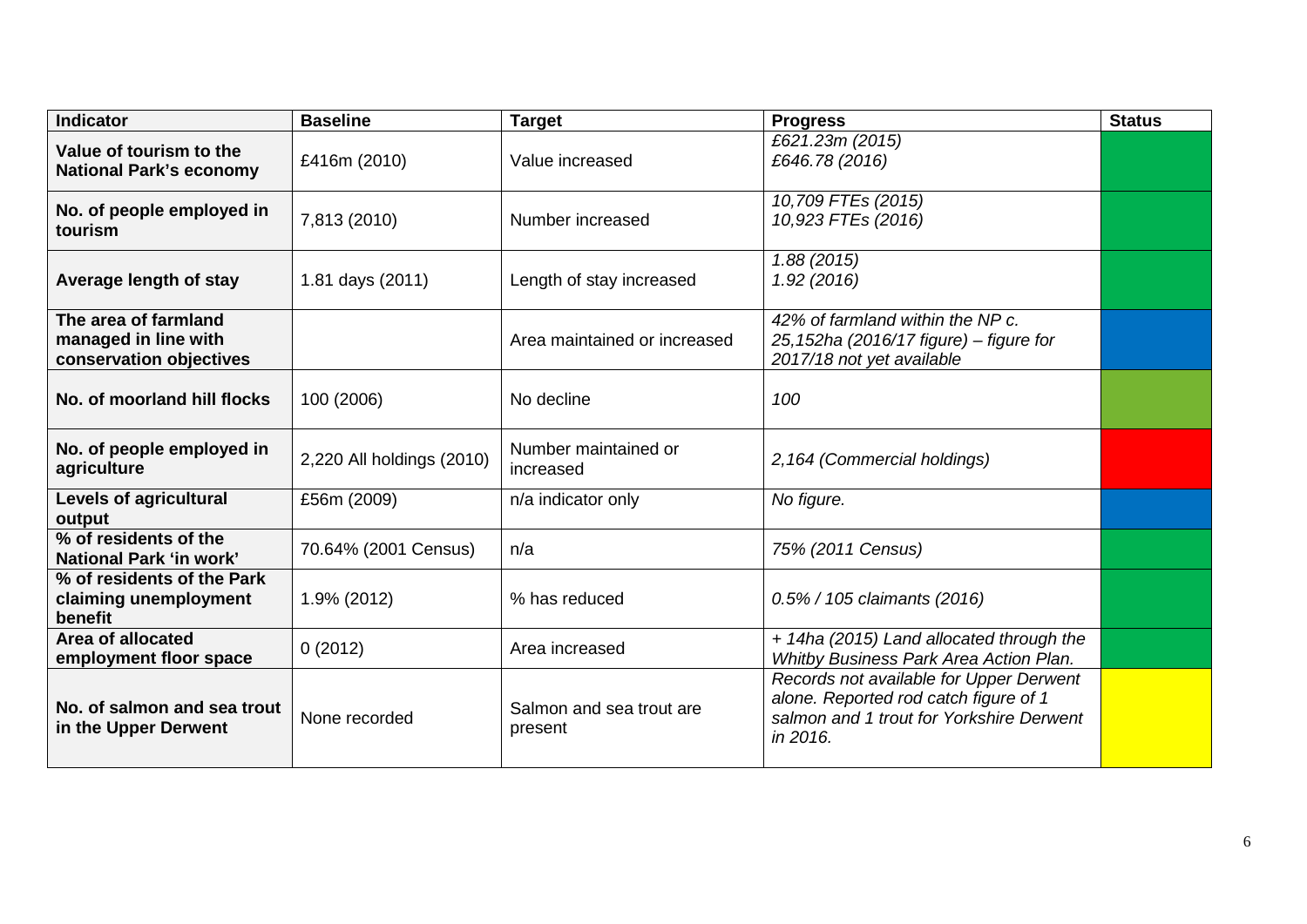| Indicator | Baseline | Target | Progress | Status |
|---|---|---|---|---|
| **Value of tourism to the National Park's economy** | £416m (2010) | Value increased | *£621.23m (2015)*<br>*£646.78 (2016)* | |
| **No. of people employed in tourism** | 7,813 (2010) | Number increased | *10,709 FTEs (2015)*<br>*10,923 FTEs (2016)* | |
| **Average length of stay** | 1.81 days (2011) | Length of stay increased | *1.88 (2015)*<br>*1.92 (2016)* | |
| **The area of farmland managed in line with conservation objectives** | | Area maintained or increased | *42% of farmland within the NP c. 25,152ha (2016/17 figure) – figure for 2017/18 not yet available* | |
| **No. of moorland hill flocks** | 100 (2006) | No decline | *100* | |
| **No. of people employed in agriculture** | 2,220 All holdings (2010) | Number maintained or increased | *2,164 (Commercial holdings)* | |
| **Levels of agricultural output** | £56m (2009) | n/a indicator only | *No figure.* | |
| **% of residents of the National Park 'in work'** | 70.64% (2001 Census) | n/a | *75% (2011 Census)* | |
| **% of residents of the Park claiming unemployment benefit** | 1.9% (2012) | % has reduced | *0.5% / 105 claimants (2016)* | |
| **Area of allocated employment floor space** | 0 (2012) | Area increased | *+ 14ha (2015) Land allocated through the Whitby Business Park Area Action Plan.* | |
| **No. of salmon and sea trout in the Upper Derwent** | None recorded | Salmon and sea trout are present | *Records not available for Upper Derwent alone. Reported rod catch figure of 1 salmon and 1 trout for Yorkshire Derwent in 2016.* | |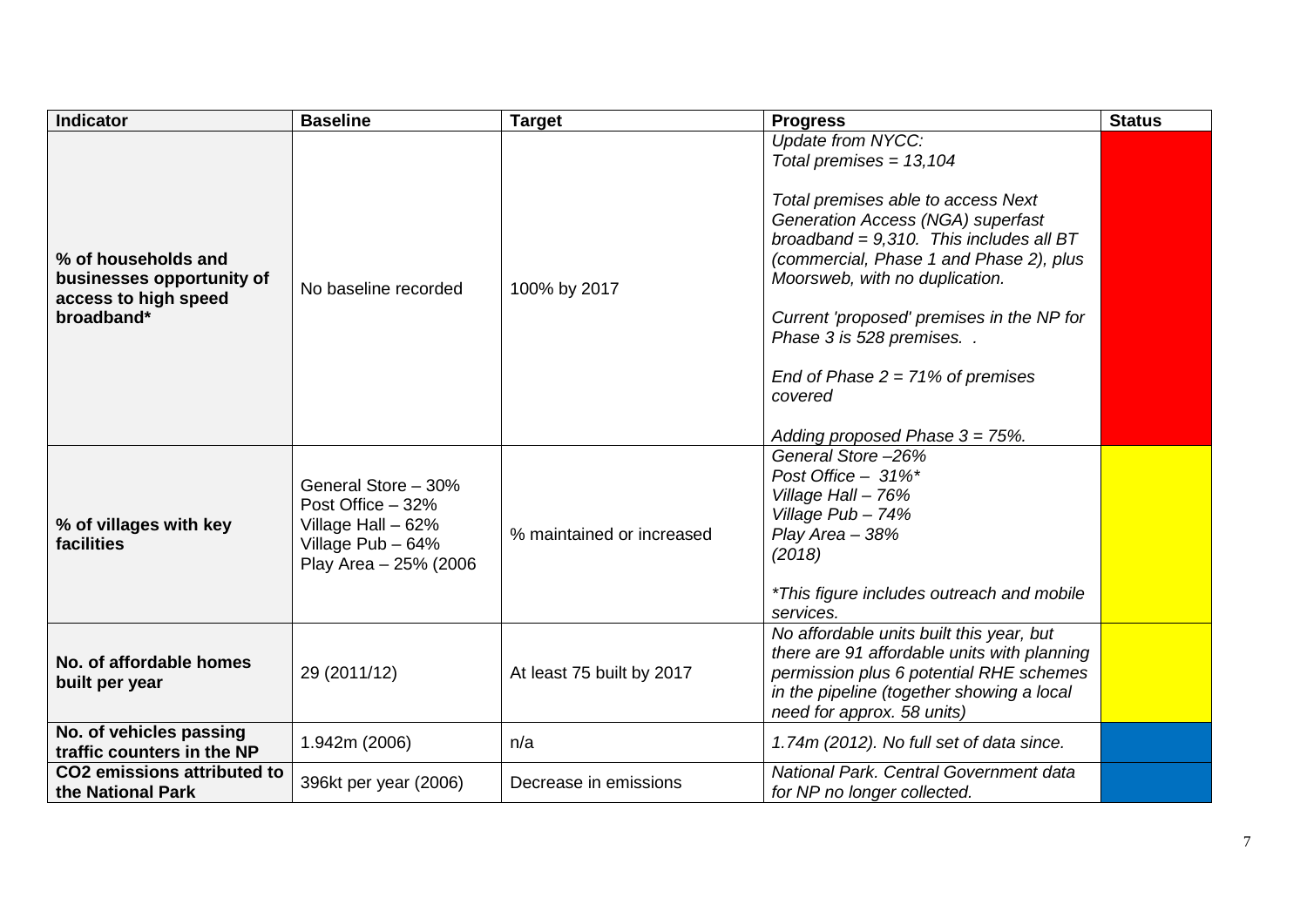| Indicator | Baseline | Target | Progress | Status |
|---|---|---|---|---|
| **% of households and businesses opportunity of access to high speed broadband*** | No baseline recorded | 100% by 2017 | *Update from NYCC:* *Total premises = 13,104* *Total premises able to access Next Generation Access (NGA) superfast broadband = 9,310. This includes all BT (commercial, Phase 1 and Phase 2), plus Moorsweb, with no duplication.* *Current 'proposed' premises in the NP for Phase 3 is 528 premises. .* *End of Phase 2 = 71% of premises covered* *Adding proposed Phase 3 = 75%.* | |
| **% of villages with key facilities** | General Store – 30% Post Office – 32% Village Hall – 62% Village Pub – 64% Play Area – 25% (2006 | % maintained or increased | *General Store –26%* *Post Office – 31%** *Village Hall – 76%* *Village Pub – 74%* *Play Area – 38%* *(2018)* *\*This figure includes outreach and mobile services.* | |
| **No. of affordable homes built per year** | 29 (2011/12) | At least 75 built by 2017 | *No affordable units built this year, but there are 91 affordable units with planning permission plus 6 potential RHE schemes in the pipeline (together showing a local need for approx. 58 units)* | |
| **No. of vehicles passing traffic counters in the NP** | 1.942m (2006) | n/a | *1.74m (2012). No full set of data since.* | |
| **$CO_2$ emissions attributed to the National Park** | 396kt per year (2006) | Decrease in emissions | *National Park. Central Government data for NP no longer collected.* | |